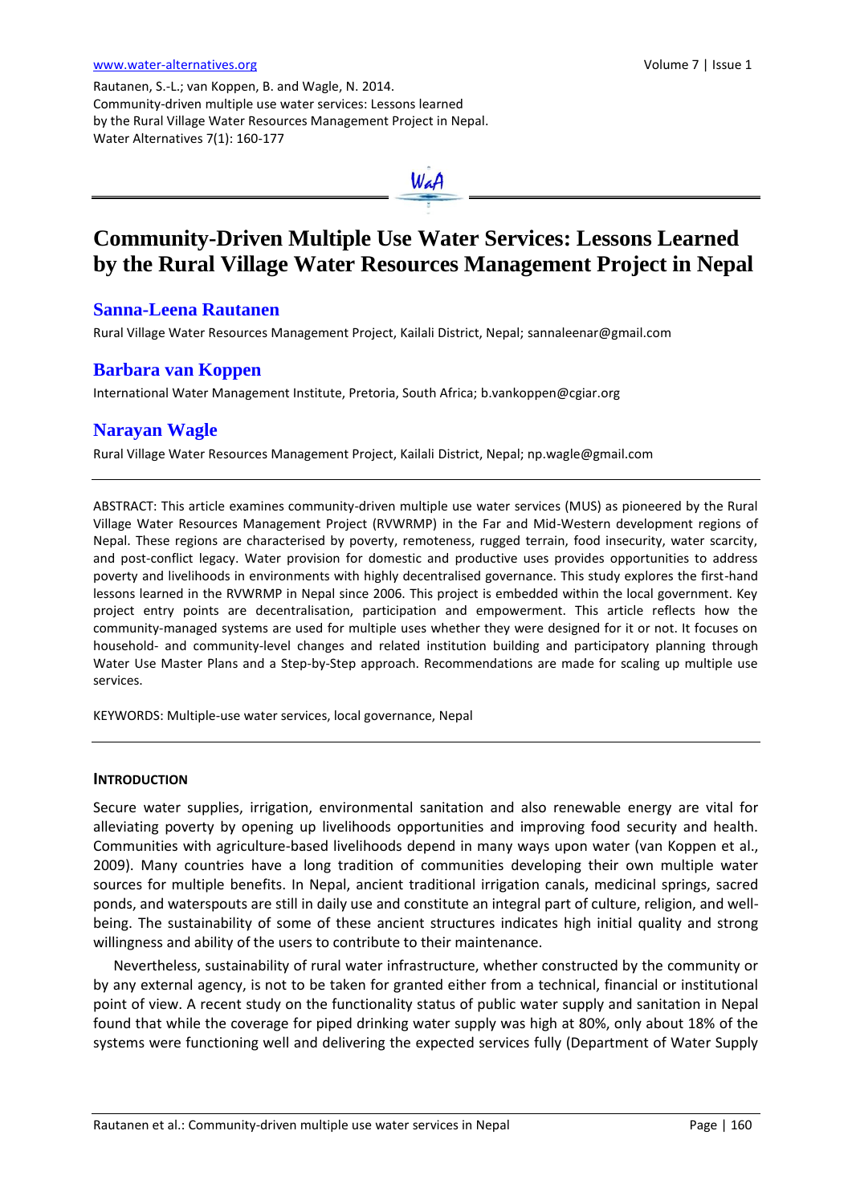Rautanen, S.-L.; van Koppen, B. and Wagle, N. 2014. Community-driven multiple use water services: Lessons learned by the Rural Village Water Resources Management Project in Nepal. Water Alternatives 7(1): 160-177

# Community-Driven Multiple Use Water Services: Lessons Learned by the Rural Village Water Resources Management Project in Nepal

## Sanna-Leena Rautanen

Rural Village Water Resources Management Project, Kailali District, Nepal; sannaleenar@gmail.com

## Barbara van Koppen

International Water Management Institute, Pretoria, South Africa; b.vankoppen@cgiar.org

## Narayan Wagle

Rural Village Water Resources Management Project, Kailali District, Nepal; np.wagle@gmail.com

ABSTRACT: This article examines community-driven multiple use water services (MUS) as pioneered by the Rural Village Water Resources Management Project (RVWRMP) in the Far and Mid-Western development regions of Nepal. These regions are characterised by poverty, remoteness, rugged terrain, food insecurity, water scarcity, and post-conflict legacy. Water provision for domestic and productive uses provides opportunities to address poverty and livelihoods in environments with highly decentralised governance. This study explores the first-hand lessons learned in the RVWRMP in Nepal since 2006. This project is embedded within the local government. Key project entry points are decentralisation, participation and empowerment. This article reflects how the community-managed systems are used for multiple uses whether they were designed for it or not. It focuses on household- and community-level changes and related institution building and participatory planning through Water Use Master Plans and a Step-by-Step approach. Recommendations are made for scaling up multiple use services.

KEYWORDS: Multiple-use water services, local governance, Nepal

## INTRODUCTION

Secure water supplies, irrigation, environmental sanitation and also renewable energy are vital for alleviating poverty by opening up livelihoods opportunities and improving food security and health. Communities with agriculture-based livelihoods depend in many ways upon water (van Koppen et al., 2009). Many countries have a long tradition of communities developing their own multiple water sources for multiple benefits. In Nepal, ancient traditional irrigation canals, medicinal springs, sacred ponds, and waterspouts are still in daily use and constitute an integral part of culture, religion, and well-being. The sustainability of some of these ancient structures indicates high initial quality and strong willingness and ability of the users to contribute to their maintenance.

Nevertheless, sustainability of rural water infrastructure, whether constructed by the community or by any external agency, is not to be taken for granted either from a technical, financial or institutional point of view. A recent study on the functionality status of public water supply and sanitation in Nepal found that while the coverage for piped drinking water supply was high at 80%, only about 18% of the systems were functioning well and delivering the expected services fully (Department of Water Supply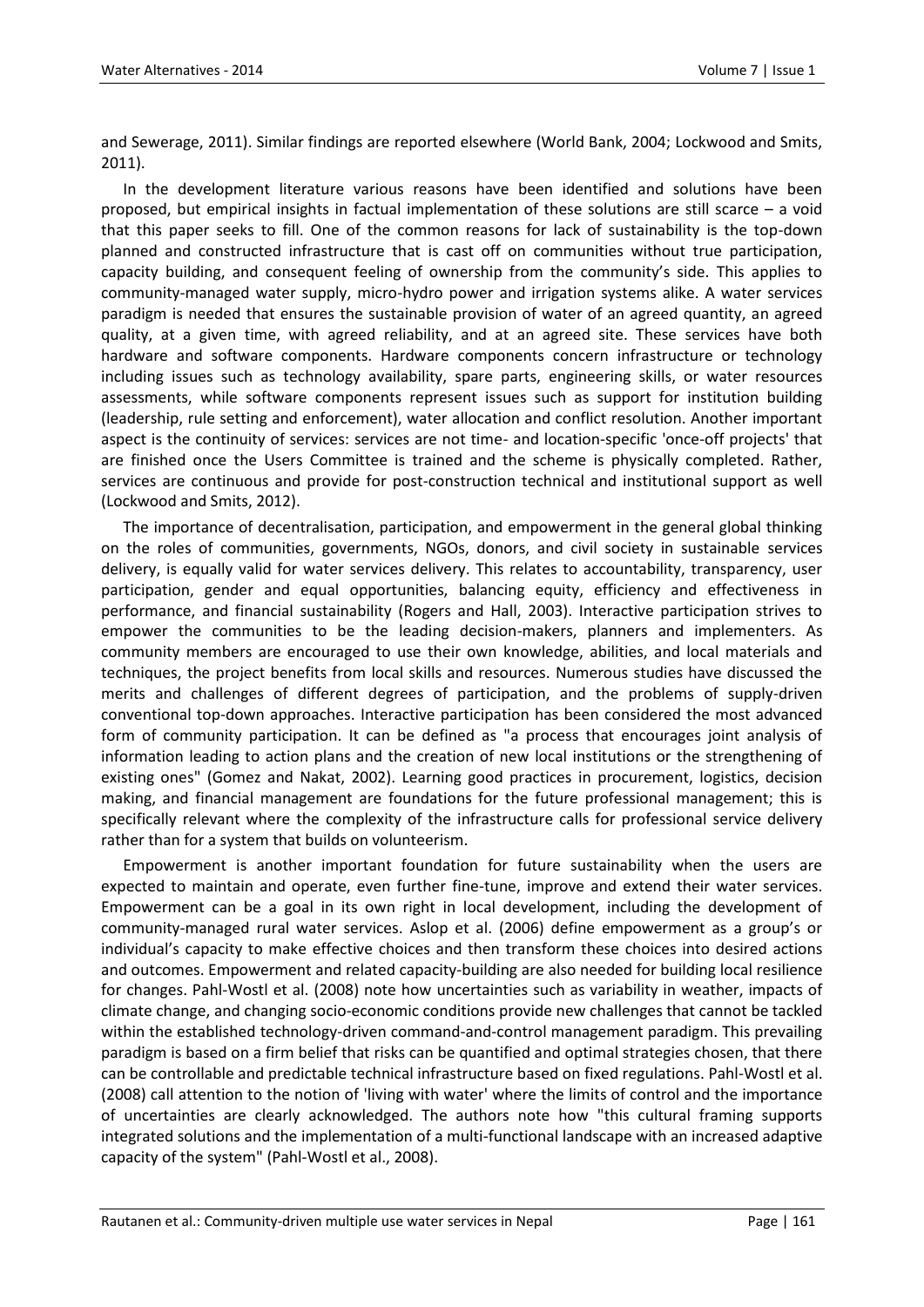and Sewerage, 2011). Similar findings are reported elsewhere (World Bank, 2004; Lockwood and Smits, 2011).

In the development literature various reasons have been identified and solutions have been proposed, but empirical insights in factual implementation of these solutions are still scarce – a void that this paper seeks to fill. One of the common reasons for lack of sustainability is the top-down planned and constructed infrastructure that is cast off on communities without true participation, capacity building, and consequent feeling of ownership from the community's side. This applies to community-managed water supply, micro-hydro power and irrigation systems alike. A water services paradigm is needed that ensures the sustainable provision of water of an agreed quantity, an agreed quality, at a given time, with agreed reliability, and at an agreed site. These services have both hardware and software components. Hardware components concern infrastructure or technology including issues such as technology availability, spare parts, engineering skills, or water resources assessments, while software components represent issues such as support for institution building (leadership, rule setting and enforcement), water allocation and conflict resolution. Another important aspect is the continuity of services: services are not time- and location-specific 'once-off projects' that are finished once the Users Committee is trained and the scheme is physically completed. Rather, services are continuous and provide for post-construction technical and institutional support as well (Lockwood and Smits, 2012).

The importance of decentralisation, participation, and empowerment in the general global thinking on the roles of communities, governments, NGOs, donors, and civil society in sustainable services delivery, is equally valid for water services delivery. This relates to accountability, transparency, user participation, gender and equal opportunities, balancing equity, efficiency and effectiveness in performance, and financial sustainability (Rogers and Hall, 2003). Interactive participation strives to empower the communities to be the leading decision-makers, planners and implementers. As community members are encouraged to use their own knowledge, abilities, and local materials and techniques, the project benefits from local skills and resources. Numerous studies have discussed the merits and challenges of different degrees of participation, and the problems of supply-driven conventional top-down approaches. Interactive participation has been considered the most advanced form of community participation. It can be defined as "a process that encourages joint analysis of information leading to action plans and the creation of new local institutions or the strengthening of existing ones" (Gomez and Nakat, 2002). Learning good practices in procurement, logistics, decision making, and financial management are foundations for the future professional management; this is specifically relevant where the complexity of the infrastructure calls for professional service delivery rather than for a system that builds on volunteerism.

Empowerment is another important foundation for future sustainability when the users are expected to maintain and operate, even further fine-tune, improve and extend their water services. Empowerment can be a goal in its own right in local development, including the development of community-managed rural water services. Aslop et al. (2006) define empowerment as a group's or individual's capacity to make effective choices and then transform these choices into desired actions and outcomes. Empowerment and related capacity-building are also needed for building local resilience for changes. Pahl-Wostl et al. (2008) note how uncertainties such as variability in weather, impacts of climate change, and changing socio-economic conditions provide new challenges that cannot be tackled within the established technology-driven command-and-control management paradigm. This prevailing paradigm is based on a firm belief that risks can be quantified and optimal strategies chosen, that there can be controllable and predictable technical infrastructure based on fixed regulations. Pahl-Wostl et al. (2008) call attention to the notion of 'living with water' where the limits of control and the importance of uncertainties are clearly acknowledged. The authors note how "this cultural framing supports integrated solutions and the implementation of a multi-functional landscape with an increased adaptive capacity of the system" (Pahl-Wostl et al., 2008).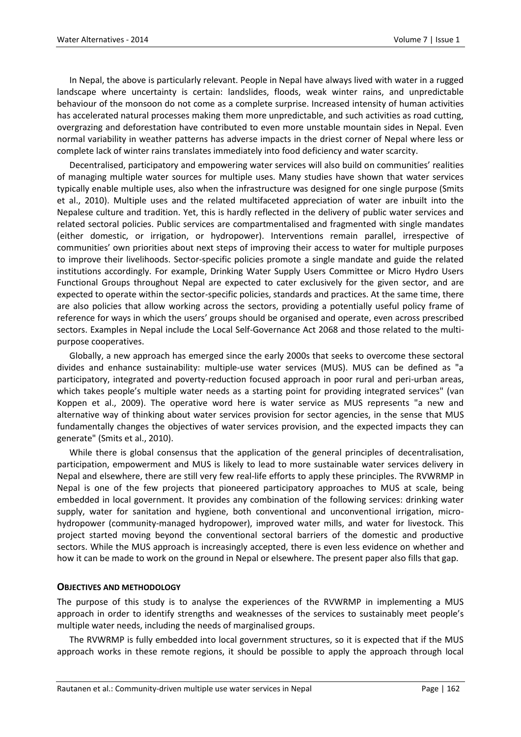In Nepal, the above is particularly relevant. People in Nepal have always lived with water in a rugged landscape where uncertainty is certain: landslides, floods, weak winter rains, and unpredictable behaviour of the monsoon do not come as a complete surprise. Increased intensity of human activities has accelerated natural processes making them more unpredictable, and such activities as road cutting, overgrazing and deforestation have contributed to even more unstable mountain sides in Nepal. Even normal variability in weather patterns has adverse impacts in the driest corner of Nepal where less or complete lack of winter rains translates immediately into food deficiency and water scarcity.

Decentralised, participatory and empowering water services will also build on communities' realities of managing multiple water sources for multiple uses. Many studies have shown that water services typically enable multiple uses, also when the infrastructure was designed for one single purpose (Smits et al., 2010). Multiple uses and the related multifaceted appreciation of water are inbuilt into the Nepalese culture and tradition. Yet, this is hardly reflected in the delivery of public water services and related sectoral policies. Public services are compartmentalised and fragmented with single mandates (either domestic, or irrigation, or hydropower). Interventions remain parallel, irrespective of communities' own priorities about next steps of improving their access to water for multiple purposes to improve their livelihoods. Sector-specific policies promote a single mandate and guide the related institutions accordingly. For example, Drinking Water Supply Users Committee or Micro Hydro Users Functional Groups throughout Nepal are expected to cater exclusively for the given sector, and are expected to operate within the sector-specific policies, standards and practices. At the same time, there are also policies that allow working across the sectors, providing a potentially useful policy frame of reference for ways in which the users' groups should be organised and operate, even across prescribed sectors. Examples in Nepal include the Local Self-Governance Act 2068 and those related to the multi-purpose cooperatives.

Globally, a new approach has emerged since the early 2000s that seeks to overcome these sectoral divides and enhance sustainability: multiple-use water services (MUS). MUS can be defined as "a participatory, integrated and poverty-reduction focused approach in poor rural and peri-urban areas, which takes people's multiple water needs as a starting point for providing integrated services" (van Koppen et al., 2009). The operative word here is water service as MUS represents "a new and alternative way of thinking about water services provision for sector agencies, in the sense that MUS fundamentally changes the objectives of water services provision, and the expected impacts they can generate" (Smits et al., 2010).

While there is global consensus that the application of the general principles of decentralisation, participation, empowerment and MUS is likely to lead to more sustainable water services delivery in Nepal and elsewhere, there are still very few real-life efforts to apply these principles. The RVWRMP in Nepal is one of the few projects that pioneered participatory approaches to MUS at scale, being embedded in local government. It provides any combination of the following services: drinking water supply, water for sanitation and hygiene, both conventional and unconventional irrigation, micro-hydropower (community-managed hydropower), improved water mills, and water for livestock. This project started moving beyond the conventional sectoral barriers of the domestic and productive sectors. While the MUS approach is increasingly accepted, there is even less evidence on whether and how it can be made to work on the ground in Nepal or elsewhere. The present paper also fills that gap.

## OBJECTIVES AND METHODOLOGY

The purpose of this study is to analyse the experiences of the RVWRMP in implementing a MUS approach in order to identify strengths and weaknesses of the services to sustainably meet people's multiple water needs, including the needs of marginalised groups.

The RVWRMP is fully embedded into local government structures, so it is expected that if the MUS approach works in these remote regions, it should be possible to apply the approach through local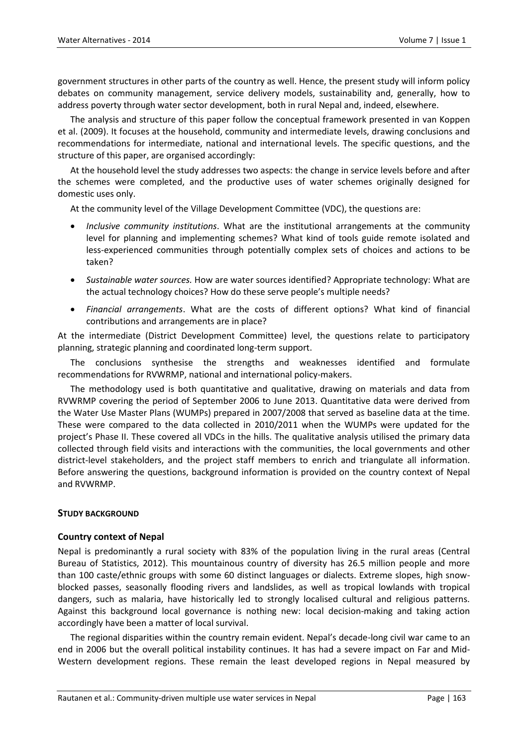government structures in other parts of the country as well. Hence, the present study will inform policy debates on community management, service delivery models, sustainability and, generally, how to address poverty through water sector development, both in rural Nepal and, indeed, elsewhere.

The analysis and structure of this paper follow the conceptual framework presented in van Koppen et al. (2009). It focuses at the household, community and intermediate levels, drawing conclusions and recommendations for intermediate, national and international levels. The specific questions, and the structure of this paper, are organised accordingly:

At the household level the study addresses two aspects: the change in service levels before and after the schemes were completed, and the productive uses of water schemes originally designed for domestic uses only.

At the community level of the Village Development Committee (VDC), the questions are:

- *Inclusive community institutions*. What are the institutional arrangements at the community level for planning and implementing schemes? What kind of tools guide remote isolated and less-experienced communities through potentially complex sets of choices and actions to be taken?
- *Sustainable water sources.* How are water sources identified? Appropriate technology: What are the actual technology choices? How do these serve people's multiple needs?
- *Financial arrangements*. What are the costs of different options? What kind of financial contributions and arrangements are in place?

At the intermediate (District Development Committee) level, the questions relate to participatory planning, strategic planning and coordinated long-term support.

The conclusions synthesise the strengths and weaknesses identified and formulate recommendations for RVWRMP, national and international policy-makers.

The methodology used is both quantitative and qualitative, drawing on materials and data from RVWRMP covering the period of September 2006 to June 2013. Quantitative data were derived from the Water Use Master Plans (WUMPs) prepared in 2007/2008 that served as baseline data at the time. These were compared to the data collected in 2010/2011 when the WUMPs were updated for the project's Phase II. These covered all VDCs in the hills. The qualitative analysis utilised the primary data collected through field visits and interactions with the communities, the local governments and other district-level stakeholders, and the project staff members to enrich and triangulate all information. Before answering the questions, background information is provided on the country context of Nepal and RVWRMP.

## STUDY BACKGROUND

### Country context of Nepal

Nepal is predominantly a rural society with 83% of the population living in the rural areas (Central Bureau of Statistics, 2012). This mountainous country of diversity has 26.5 million people and more than 100 caste/ethnic groups with some 60 distinct languages or dialects. Extreme slopes, high snow-blocked passes, seasonally flooding rivers and landslides, as well as tropical lowlands with tropical dangers, such as malaria, have historically led to strongly localised cultural and religious patterns. Against this background local governance is nothing new: local decision-making and taking action accordingly have been a matter of local survival.

The regional disparities within the country remain evident. Nepal's decade-long civil war came to an end in 2006 but the overall political instability continues. It has had a severe impact on Far and Mid-Western development regions. These remain the least developed regions in Nepal measured by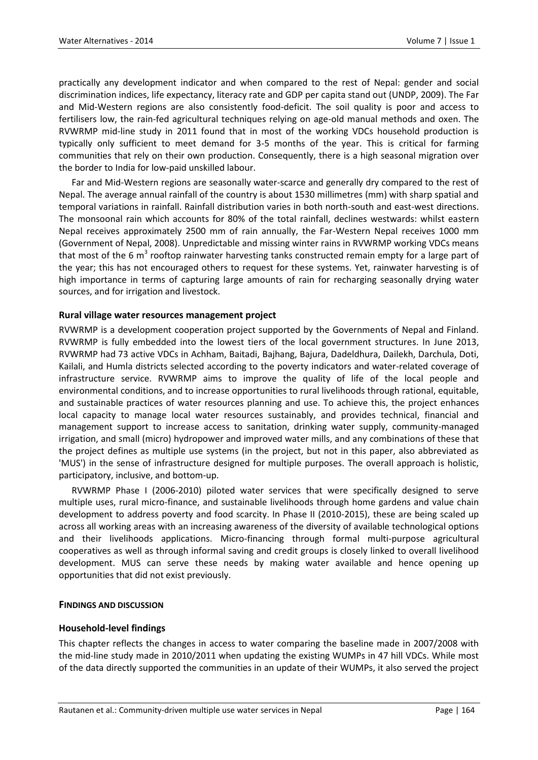practically any development indicator and when compared to the rest of Nepal: gender and social discrimination indices, life expectancy, literacy rate and GDP per capita stand out (UNDP, 2009). The Far and Mid-Western regions are also consistently food-deficit. The soil quality is poor and access to fertilisers low, the rain-fed agricultural techniques relying on age-old manual methods and oxen. The RVWRMP mid-line study in 2011 found that in most of the working VDCs household production is typically only sufficient to meet demand for 3-5 months of the year. This is critical for farming communities that rely on their own production. Consequently, there is a high seasonal migration over the border to India for low-paid unskilled labour.

Far and Mid-Western regions are seasonally water-scarce and generally dry compared to the rest of Nepal. The average annual rainfall of the country is about 1530 millimetres (mm) with sharp spatial and temporal variations in rainfall. Rainfall distribution varies in both north-south and east-west directions. The monsoonal rain which accounts for 80% of the total rainfall, declines westwards: whilst eastern Nepal receives approximately 2500 mm of rain annually, the Far-Western Nepal receives 1000 mm (Government of Nepal, 2008). Unpredictable and missing winter rains in RVWRMP working VDCs means that most of the 6 $m^3$ rooftop rainwater harvesting tanks constructed remain empty for a large part of the year; this has not encouraged others to request for these systems. Yet, rainwater harvesting is of high importance in terms of capturing large amounts of rain for recharging seasonally drying water sources, and for irrigation and livestock.

### Rural village water resources management project

RVWRMP is a development cooperation project supported by the Governments of Nepal and Finland. RVWRMP is fully embedded into the lowest tiers of the local government structures. In June 2013, RVWRMP had 73 active VDCs in Achham, Baitadi, Bajhang, Bajura, Dadeldhura, Dailekh, Darchula, Doti, Kailali, and Humla districts selected according to the poverty indicators and water-related coverage of infrastructure service. RVWRMP aims to improve the quality of life of the local people and environmental conditions, and to increase opportunities to rural livelihoods through rational, equitable, and sustainable practices of water resources planning and use. To achieve this, the project enhances local capacity to manage local water resources sustainably, and provides technical, financial and management support to increase access to sanitation, drinking water supply, community-managed irrigation, and small (micro) hydropower and improved water mills, and any combinations of these that the project defines as multiple use systems (in the project, but not in this paper, also abbreviated as 'MUS') in the sense of infrastructure designed for multiple purposes. The overall approach is holistic, participatory, inclusive, and bottom-up.

RVWRMP Phase I (2006-2010) piloted water services that were specifically designed to serve multiple uses, rural micro-finance, and sustainable livelihoods through home gardens and value chain development to address poverty and food scarcity. In Phase II (2010-2015), these are being scaled up across all working areas with an increasing awareness of the diversity of available technological options and their livelihoods applications. Micro-financing through formal multi-purpose agricultural cooperatives as well as through informal saving and credit groups is closely linked to overall livelihood development. MUS can serve these needs by making water available and hence opening up opportunities that did not exist previously.

## FINDINGS AND DISCUSSION

### Household-level findings

This chapter reflects the changes in access to water comparing the baseline made in 2007/2008 with the mid-line study made in 2010/2011 when updating the existing WUMPs in 47 hill VDCs. While most of the data directly supported the communities in an update of their WUMPs, it also served the project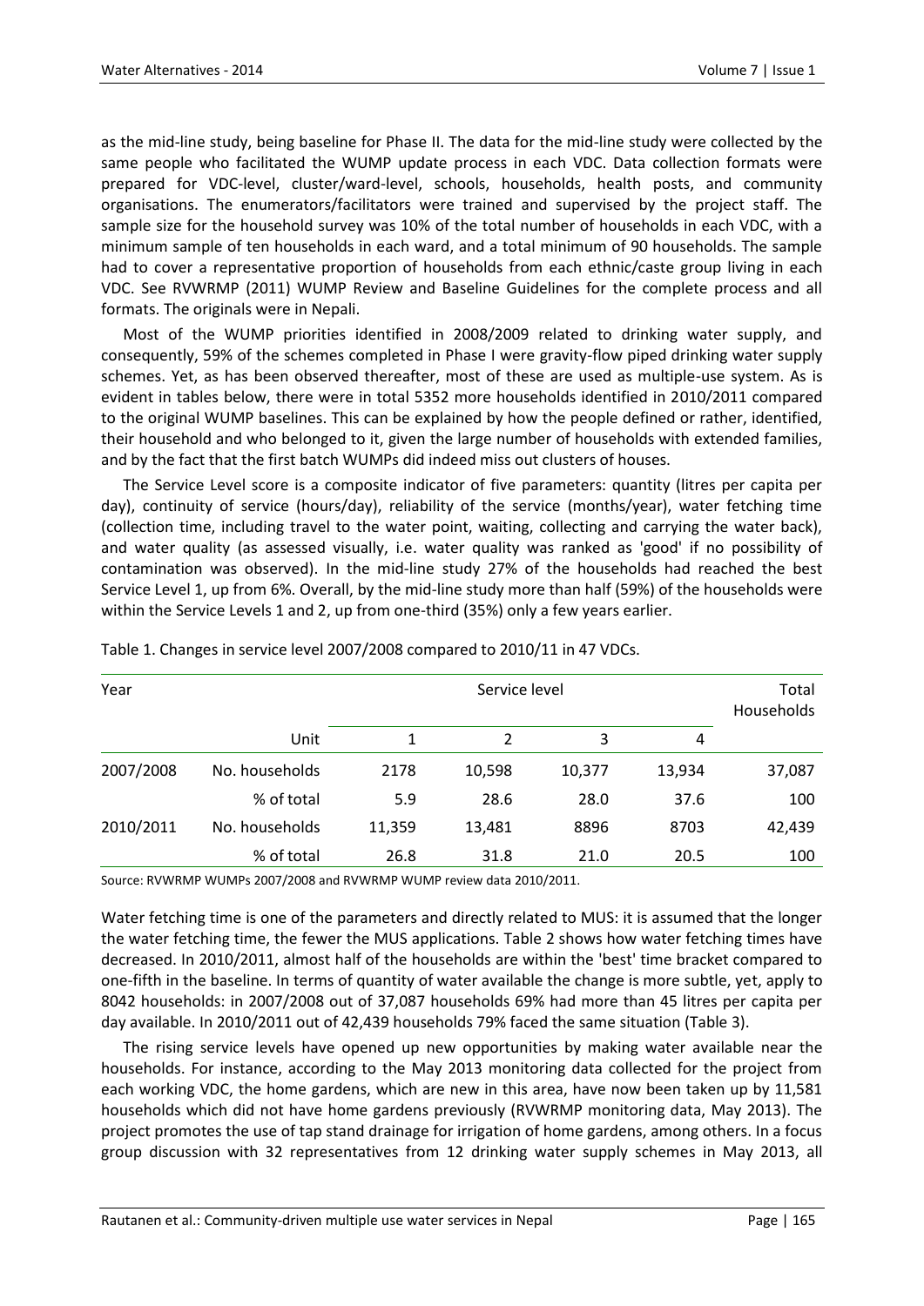as the mid-line study, being baseline for Phase II. The data for the mid-line study were collected by the same people who facilitated the WUMP update process in each VDC. Data collection formats were prepared for VDC-level, cluster/ward-level, schools, households, health posts, and community organisations. The enumerators/facilitators were trained and supervised by the project staff. The sample size for the household survey was 10% of the total number of households in each VDC, with a minimum sample of ten households in each ward, and a total minimum of 90 households. The sample had to cover a representative proportion of households from each ethnic/caste group living in each VDC. See RVWRMP (2011) WUMP Review and Baseline Guidelines for the complete process and all formats. The originals were in Nepali.

Most of the WUMP priorities identified in 2008/2009 related to drinking water supply, and consequently, 59% of the schemes completed in Phase I were gravity-flow piped drinking water supply schemes. Yet, as has been observed thereafter, most of these are used as multiple-use system. As is evident in tables below, there were in total 5352 more households identified in 2010/2011 compared to the original WUMP baselines. This can be explained by how the people defined or rather, identified, their household and who belonged to it, given the large number of households with extended families, and by the fact that the first batch WUMPs did indeed miss out clusters of houses.

The Service Level score is a composite indicator of five parameters: quantity (litres per capita per day), continuity of service (hours/day), reliability of the service (months/year), water fetching time (collection time, including travel to the water point, waiting, collecting and carrying the water back), and water quality (as assessed visually, i.e. water quality was ranked as 'good' if no possibility of contamination was observed). In the mid-line study 27% of the households had reached the best Service Level 1, up from 6%. Overall, by the mid-line study more than half (59%) of the households were within the Service Levels 1 and 2, up from one-third (35%) only a few years earlier.

Table 1. Changes in service level 2007/2008 compared to 2010/11 in 47 VDCs.

| Year | | Service level | | | | Total Households |
|---|---|---|---|---|---|---|
| | Unit | 1 | 2 | 3 | 4 | |
| 2007/2008 | No. households | 2178 | 10,598 | 10,377 | 13,934 | 37,087 |
| | % of total | 5.9 | 28.6 | 28.0 | 37.6 | 100 |
| 2010/2011 | No. households | 11,359 | 13,481 | 8896 | 8703 | 42,439 |
| | % of total | 26.8 | 31.8 | 21.0 | 20.5 | 100 |

Source: RVWRMP WUMPs 2007/2008 and RVWRMP WUMP review data 2010/2011.

Water fetching time is one of the parameters and directly related to MUS: it is assumed that the longer the water fetching time, the fewer the MUS applications. Table 2 shows how water fetching times have decreased. In 2010/2011, almost half of the households are within the 'best' time bracket compared to one-fifth in the baseline. In terms of quantity of water available the change is more subtle, yet, apply to 8042 households: in 2007/2008 out of 37,087 households 69% had more than 45 litres per capita per day available. In 2010/2011 out of 42,439 households 79% faced the same situation (Table 3).

The rising service levels have opened up new opportunities by making water available near the households. For instance, according to the May 2013 monitoring data collected for the project from each working VDC, the home gardens, which are new in this area, have now been taken up by 11,581 households which did not have home gardens previously (RVWRMP monitoring data, May 2013). The project promotes the use of tap stand drainage for irrigation of home gardens, among others. In a focus group discussion with 32 representatives from 12 drinking water supply schemes in May 2013, all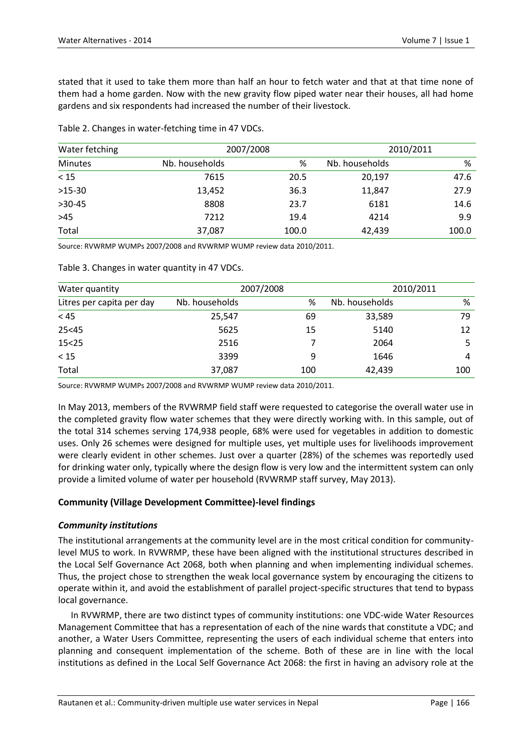stated that it used to take them more than half an hour to fetch water and that at that time none of them had a home garden. Now with the new gravity flow piped water near their houses, all had home gardens and six respondents had increased the number of their livestock.

Table 2. Changes in water-fetching time in 47 VDCs.

| Water fetching | 2007/2008 | | 2010/2011 | |
|---|---|---|---|---|
| Minutes | Nb. households | % | Nb. households | % |
| < 15 | 7615 | 20.5 | 20,197 | 47.6 |
| >15-30 | 13,452 | 36.3 | 11,847 | 27.9 |
| >30-45 | 8808 | 23.7 | 6181 | 14.6 |
| >45 | 7212 | 19.4 | 4214 | 9.9 |
| Total | 37,087 | 100.0 | 42,439 | 100.0 |

Source: RVWRMP WUMPs 2007/2008 and RVWRMP WUMP review data 2010/2011.

Table 3. Changes in water quantity in 47 VDCs.

| Water quantity | 2007/2008 | | 2010/2011 | |
|---|---|---|---|---|
| Litres per capita per day | Nb. households | % | Nb. households | % |
| < 45 | 25,547 | 69 | 33,589 | 79 |
| 25<45 | 5625 | 15 | 5140 | 12 |
| 15<25 | 2516 | 7 | 2064 | 5 |
| < 15 | 3399 | 9 | 1646 | 4 |
| Total | 37,087 | 100 | 42,439 | 100 |

Source: RVWRMP WUMPs 2007/2008 and RVWRMP WUMP review data 2010/2011.

In May 2013, members of the RVWRMP field staff were requested to categorise the overall water use in the completed gravity flow water schemes that they were directly working with. In this sample, out of the total 314 schemes serving 174,938 people, 68% were used for vegetables in addition to domestic uses. Only 26 schemes were designed for multiple uses, yet multiple uses for livelihoods improvement were clearly evident in other schemes. Just over a quarter (28%) of the schemes was reportedly used for drinking water only, typically where the design flow is very low and the intermittent system can only provide a limited volume of water per household (RVWRMP staff survey, May 2013).

## Community (Village Development Committee)-level findings

### *Community institutions*

The institutional arrangements at the community level are in the most critical condition for community-level MUS to work. In RVWRMP, these have been aligned with the institutional structures described in the Local Self Governance Act 2068, both when planning and when implementing individual schemes. Thus, the project chose to strengthen the weak local governance system by encouraging the citizens to operate within it, and avoid the establishment of parallel project-specific structures that tend to bypass local governance.

In RVWRMP, there are two distinct types of community institutions: one VDC-wide Water Resources Management Committee that has a representation of each of the nine wards that constitute a VDC; and another, a Water Users Committee, representing the users of each individual scheme that enters into planning and consequent implementation of the scheme. Both of these are in line with the local institutions as defined in the Local Self Governance Act 2068: the first in having an advisory role at the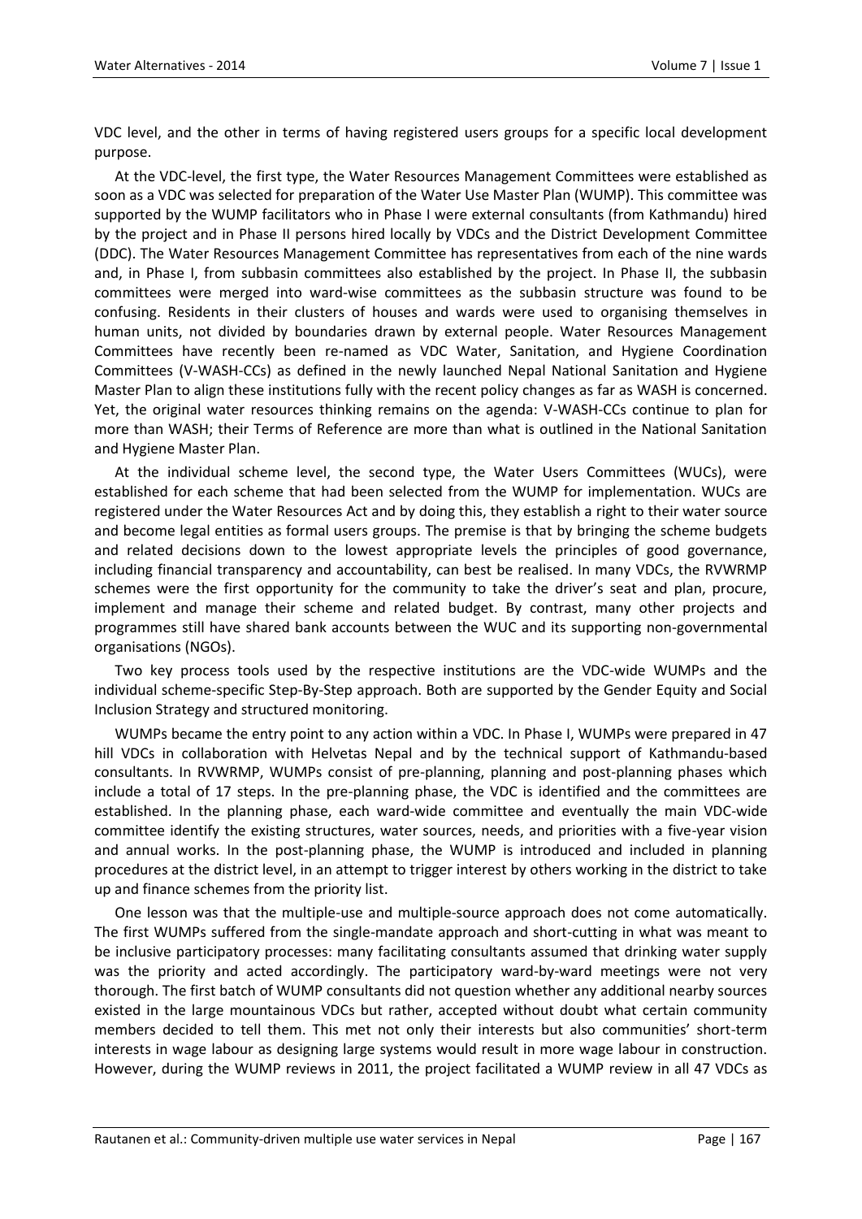VDC level, and the other in terms of having registered users groups for a specific local development purpose.

At the VDC-level, the first type, the Water Resources Management Committees were established as soon as a VDC was selected for preparation of the Water Use Master Plan (WUMP). This committee was supported by the WUMP facilitators who in Phase I were external consultants (from Kathmandu) hired by the project and in Phase II persons hired locally by VDCs and the District Development Committee (DDC). The Water Resources Management Committee has representatives from each of the nine wards and, in Phase I, from subbasin committees also established by the project. In Phase II, the subbasin committees were merged into ward-wise committees as the subbasin structure was found to be confusing. Residents in their clusters of houses and wards were used to organising themselves in human units, not divided by boundaries drawn by external people. Water Resources Management Committees have recently been re-named as VDC Water, Sanitation, and Hygiene Coordination Committees (V-WASH-CCs) as defined in the newly launched Nepal National Sanitation and Hygiene Master Plan to align these institutions fully with the recent policy changes as far as WASH is concerned. Yet, the original water resources thinking remains on the agenda: V-WASH-CCs continue to plan for more than WASH; their Terms of Reference are more than what is outlined in the National Sanitation and Hygiene Master Plan.

At the individual scheme level, the second type, the Water Users Committees (WUCs), were established for each scheme that had been selected from the WUMP for implementation. WUCs are registered under the Water Resources Act and by doing this, they establish a right to their water source and become legal entities as formal users groups. The premise is that by bringing the scheme budgets and related decisions down to the lowest appropriate levels the principles of good governance, including financial transparency and accountability, can best be realised. In many VDCs, the RVWRMP schemes were the first opportunity for the community to take the driver's seat and plan, procure, implement and manage their scheme and related budget. By contrast, many other projects and programmes still have shared bank accounts between the WUC and its supporting non-governmental organisations (NGOs).

Two key process tools used by the respective institutions are the VDC-wide WUMPs and the individual scheme-specific Step-By-Step approach. Both are supported by the Gender Equity and Social Inclusion Strategy and structured monitoring.

WUMPs became the entry point to any action within a VDC. In Phase I, WUMPs were prepared in 47 hill VDCs in collaboration with Helvetas Nepal and by the technical support of Kathmandu-based consultants. In RVWRMP, WUMPs consist of pre-planning, planning and post-planning phases which include a total of 17 steps. In the pre-planning phase, the VDC is identified and the committees are established. In the planning phase, each ward-wide committee and eventually the main VDC-wide committee identify the existing structures, water sources, needs, and priorities with a five-year vision and annual works. In the post-planning phase, the WUMP is introduced and included in planning procedures at the district level, in an attempt to trigger interest by others working in the district to take up and finance schemes from the priority list.

One lesson was that the multiple-use and multiple-source approach does not come automatically. The first WUMPs suffered from the single-mandate approach and short-cutting in what was meant to be inclusive participatory processes: many facilitating consultants assumed that drinking water supply was the priority and acted accordingly. The participatory ward-by-ward meetings were not very thorough. The first batch of WUMP consultants did not question whether any additional nearby sources existed in the large mountainous VDCs but rather, accepted without doubt what certain community members decided to tell them. This met not only their interests but also communities' short-term interests in wage labour as designing large systems would result in more wage labour in construction. However, during the WUMP reviews in 2011, the project facilitated a WUMP review in all 47 VDCs as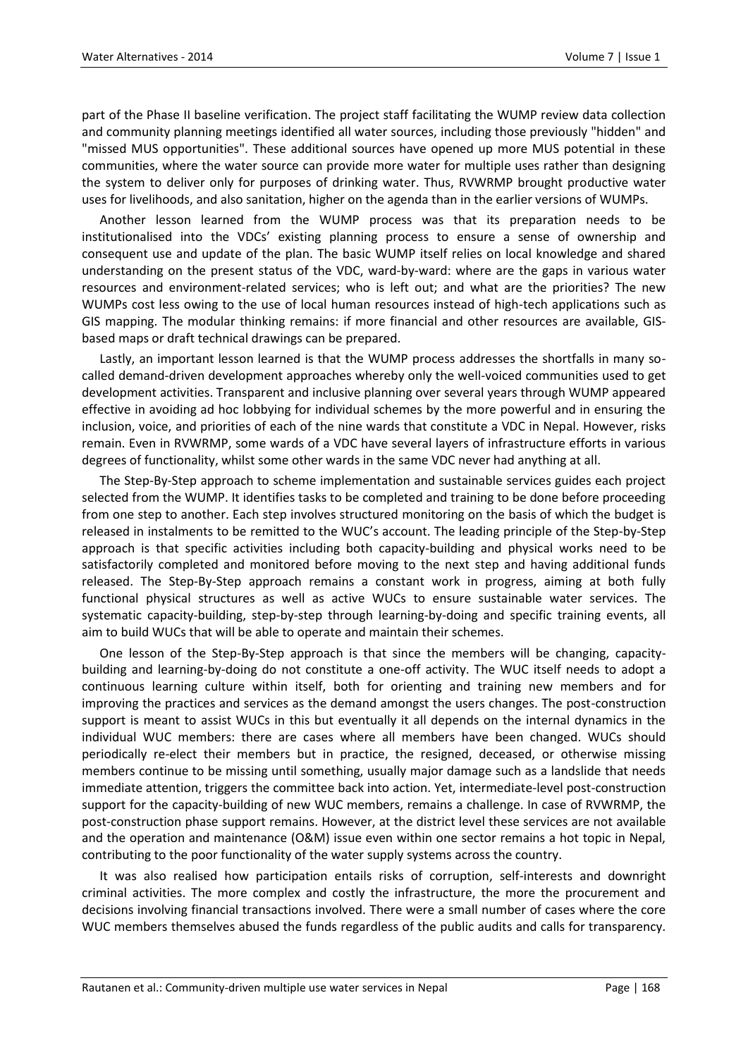part of the Phase II baseline verification. The project staff facilitating the WUMP review data collection and community planning meetings identified all water sources, including those previously "hidden" and "missed MUS opportunities". These additional sources have opened up more MUS potential in these communities, where the water source can provide more water for multiple uses rather than designing the system to deliver only for purposes of drinking water. Thus, RVWRMP brought productive water uses for livelihoods, and also sanitation, higher on the agenda than in the earlier versions of WUMPs.

Another lesson learned from the WUMP process was that its preparation needs to be institutionalised into the VDCs' existing planning process to ensure a sense of ownership and consequent use and update of the plan. The basic WUMP itself relies on local knowledge and shared understanding on the present status of the VDC, ward-by-ward: where are the gaps in various water resources and environment-related services; who is left out; and what are the priorities? The new WUMPs cost less owing to the use of local human resources instead of high-tech applications such as GIS mapping. The modular thinking remains: if more financial and other resources are available, GIS-based maps or draft technical drawings can be prepared.

Lastly, an important lesson learned is that the WUMP process addresses the shortfalls in many so-called demand-driven development approaches whereby only the well-voiced communities used to get development activities. Transparent and inclusive planning over several years through WUMP appeared effective in avoiding ad hoc lobbying for individual schemes by the more powerful and in ensuring the inclusion, voice, and priorities of each of the nine wards that constitute a VDC in Nepal. However, risks remain. Even in RVWRMP, some wards of a VDC have several layers of infrastructure efforts in various degrees of functionality, whilst some other wards in the same VDC never had anything at all.

The Step-By-Step approach to scheme implementation and sustainable services guides each project selected from the WUMP. It identifies tasks to be completed and training to be done before proceeding from one step to another. Each step involves structured monitoring on the basis of which the budget is released in instalments to be remitted to the WUC's account. The leading principle of the Step-by-Step approach is that specific activities including both capacity-building and physical works need to be satisfactorily completed and monitored before moving to the next step and having additional funds released. The Step-By-Step approach remains a constant work in progress, aiming at both fully functional physical structures as well as active WUCs to ensure sustainable water services. The systematic capacity-building, step-by-step through learning-by-doing and specific training events, all aim to build WUCs that will be able to operate and maintain their schemes.

One lesson of the Step-By-Step approach is that since the members will be changing, capacity-building and learning-by-doing do not constitute a one-off activity. The WUC itself needs to adopt a continuous learning culture within itself, both for orienting and training new members and for improving the practices and services as the demand amongst the users changes. The post-construction support is meant to assist WUCs in this but eventually it all depends on the internal dynamics in the individual WUC members: there are cases where all members have been changed. WUCs should periodically re-elect their members but in practice, the resigned, deceased, or otherwise missing members continue to be missing until something, usually major damage such as a landslide that needs immediate attention, triggers the committee back into action. Yet, intermediate-level post-construction support for the capacity-building of new WUC members, remains a challenge. In case of RVWRMP, the post-construction phase support remains. However, at the district level these services are not available and the operation and maintenance (O&M) issue even within one sector remains a hot topic in Nepal, contributing to the poor functionality of the water supply systems across the country.

It was also realised how participation entails risks of corruption, self-interests and downright criminal activities. The more complex and costly the infrastructure, the more the procurement and decisions involving financial transactions involved. There were a small number of cases where the core WUC members themselves abused the funds regardless of the public audits and calls for transparency.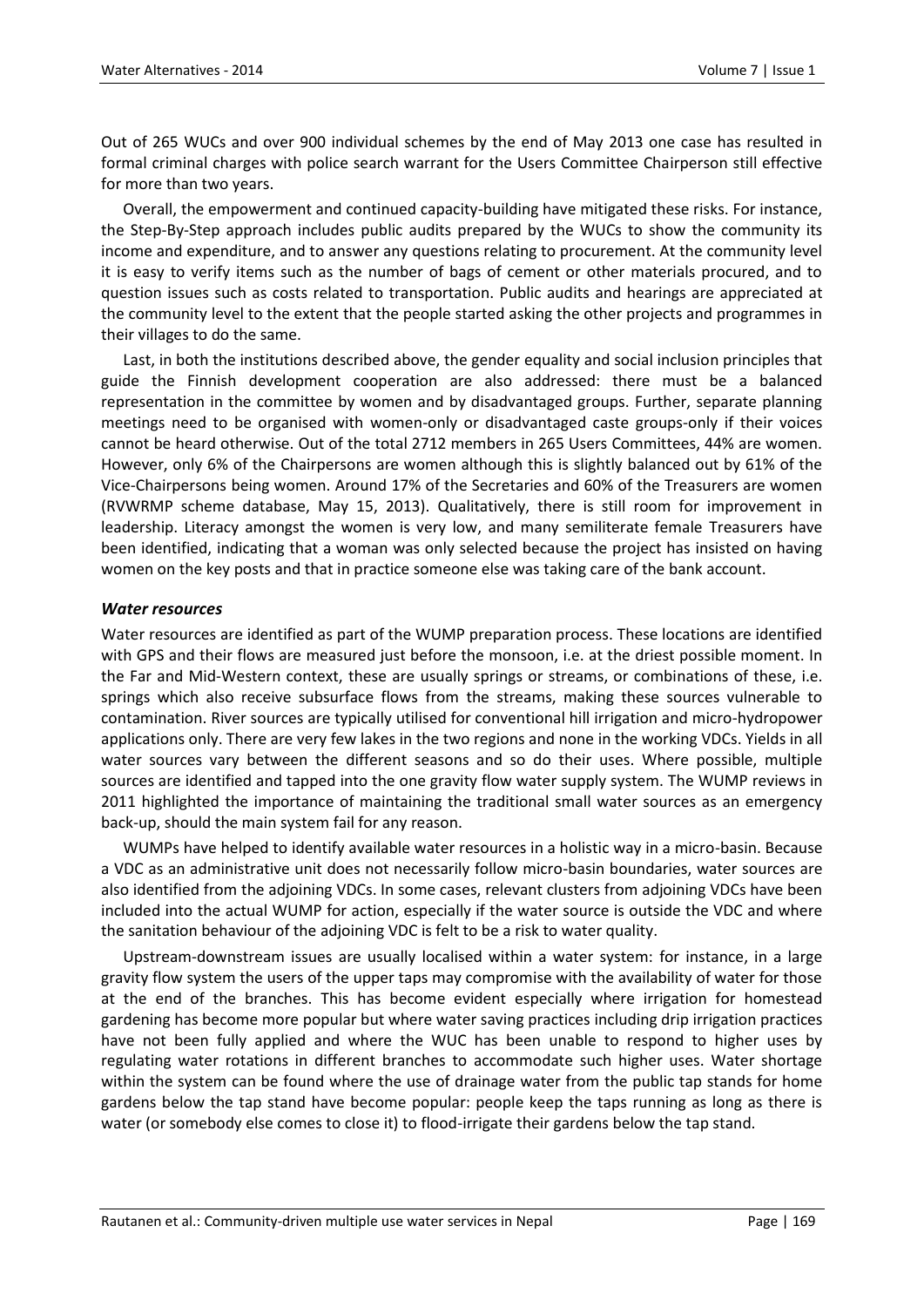Out of 265 WUCs and over 900 individual schemes by the end of May 2013 one case has resulted in formal criminal charges with police search warrant for the Users Committee Chairperson still effective for more than two years.

Overall, the empowerment and continued capacity-building have mitigated these risks. For instance, the Step-By-Step approach includes public audits prepared by the WUCs to show the community its income and expenditure, and to answer any questions relating to procurement. At the community level it is easy to verify items such as the number of bags of cement or other materials procured, and to question issues such as costs related to transportation. Public audits and hearings are appreciated at the community level to the extent that the people started asking the other projects and programmes in their villages to do the same.

Last, in both the institutions described above, the gender equality and social inclusion principles that guide the Finnish development cooperation are also addressed: there must be a balanced representation in the committee by women and by disadvantaged groups. Further, separate planning meetings need to be organised with women-only or disadvantaged caste groups-only if their voices cannot be heard otherwise. Out of the total 2712 members in 265 Users Committees, 44% are women. However, only 6% of the Chairpersons are women although this is slightly balanced out by 61% of the Vice-Chairpersons being women. Around 17% of the Secretaries and 60% of the Treasurers are women (RVWRMP scheme database, May 15, 2013). Qualitatively, there is still room for improvement in leadership. Literacy amongst the women is very low, and many semiliterate female Treasurers have been identified, indicating that a woman was only selected because the project has insisted on having women on the key posts and that in practice someone else was taking care of the bank account.

### *Water resources*

Water resources are identified as part of the WUMP preparation process. These locations are identified with GPS and their flows are measured just before the monsoon, i.e. at the driest possible moment. In the Far and Mid-Western context, these are usually springs or streams, or combinations of these, i.e. springs which also receive subsurface flows from the streams, making these sources vulnerable to contamination. River sources are typically utilised for conventional hill irrigation and micro-hydropower applications only. There are very few lakes in the two regions and none in the working VDCs. Yields in all water sources vary between the different seasons and so do their uses. Where possible, multiple sources are identified and tapped into the one gravity flow water supply system. The WUMP reviews in 2011 highlighted the importance of maintaining the traditional small water sources as an emergency back-up, should the main system fail for any reason.

WUMPs have helped to identify available water resources in a holistic way in a micro-basin. Because a VDC as an administrative unit does not necessarily follow micro-basin boundaries, water sources are also identified from the adjoining VDCs. In some cases, relevant clusters from adjoining VDCs have been included into the actual WUMP for action, especially if the water source is outside the VDC and where the sanitation behaviour of the adjoining VDC is felt to be a risk to water quality.

Upstream-downstream issues are usually localised within a water system: for instance, in a large gravity flow system the users of the upper taps may compromise with the availability of water for those at the end of the branches. This has become evident especially where irrigation for homestead gardening has become more popular but where water saving practices including drip irrigation practices have not been fully applied and where the WUC has been unable to respond to higher uses by regulating water rotations in different branches to accommodate such higher uses. Water shortage within the system can be found where the use of drainage water from the public tap stands for home gardens below the tap stand have become popular: people keep the taps running as long as there is water (or somebody else comes to close it) to flood-irrigate their gardens below the tap stand.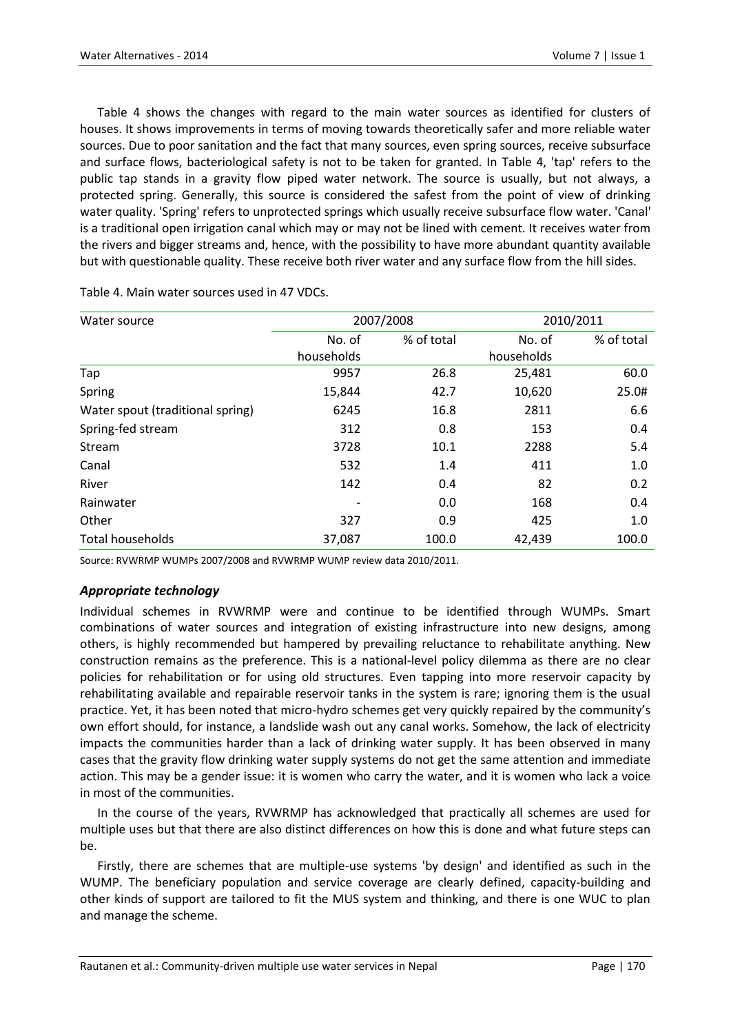Table 4 shows the changes with regard to the main water sources as identified for clusters of houses. It shows improvements in terms of moving towards theoretically safer and more reliable water sources. Due to poor sanitation and the fact that many sources, even spring sources, receive subsurface and surface flows, bacteriological safety is not to be taken for granted. In Table 4, 'tap' refers to the public tap stands in a gravity flow piped water network. The source is usually, but not always, a protected spring. Generally, this source is considered the safest from the point of view of drinking water quality. 'Spring' refers to unprotected springs which usually receive subsurface flow water. 'Canal' is a traditional open irrigation canal which may or may not be lined with cement. It receives water from the rivers and bigger streams and, hence, with the possibility to have more abundant quantity available but with questionable quality. These receive both river water and any surface flow from the hill sides.

Table 4. Main water sources used in 47 VDCs.

| Water source | 2007/2008 | | 2010/2011 | |
|---|---|---|---|---|
| | No. of households | % of total | No. of households | % of total |
| Tap | 9957 | 26.8 | 25,481 | 60.0 |
| Spring | 15,844 | 42.7 | 10,620 | 25.0# |
| Water spout (traditional spring) | 6245 | 16.8 | 2811 | 6.6 |
| Spring-fed stream | 312 | 0.8 | 153 | 0.4 |
| Stream | 3728 | 10.1 | 2288 | 5.4 |
| Canal | 532 | 1.4 | 411 | 1.0 |
| River | 142 | 0.4 | 82 | 0.2 |
| Rainwater | - | 0.0 | 168 | 0.4 |
| Other | 327 | 0.9 | 425 | 1.0 |
| Total households | 37,087 | 100.0 | 42,439 | 100.0 |

Source: RVWRMP WUMPs 2007/2008 and RVWRMP WUMP review data 2010/2011.

### *Appropriate technology*

Individual schemes in RVWRMP were and continue to be identified through WUMPs. Smart combinations of water sources and integration of existing infrastructure into new designs, among others, is highly recommended but hampered by prevailing reluctance to rehabilitate anything. New construction remains as the preference. This is a national-level policy dilemma as there are no clear policies for rehabilitation or for using old structures. Even tapping into more reservoir capacity by rehabilitating available and repairable reservoir tanks in the system is rare; ignoring them is the usual practice. Yet, it has been noted that micro-hydro schemes get very quickly repaired by the community's own effort should, for instance, a landslide wash out any canal works. Somehow, the lack of electricity impacts the communities harder than a lack of drinking water supply. It has been observed in many cases that the gravity flow drinking water supply systems do not get the same attention and immediate action. This may be a gender issue: it is women who carry the water, and it is women who lack a voice in most of the communities.

In the course of the years, RVWRMP has acknowledged that practically all schemes are used for multiple uses but that there are also distinct differences on how this is done and what future steps can be.

Firstly, there are schemes that are multiple-use systems 'by design' and identified as such in the WUMP. The beneficiary population and service coverage are clearly defined, capacity-building and other kinds of support are tailored to fit the MUS system and thinking, and there is one WUC to plan and manage the scheme.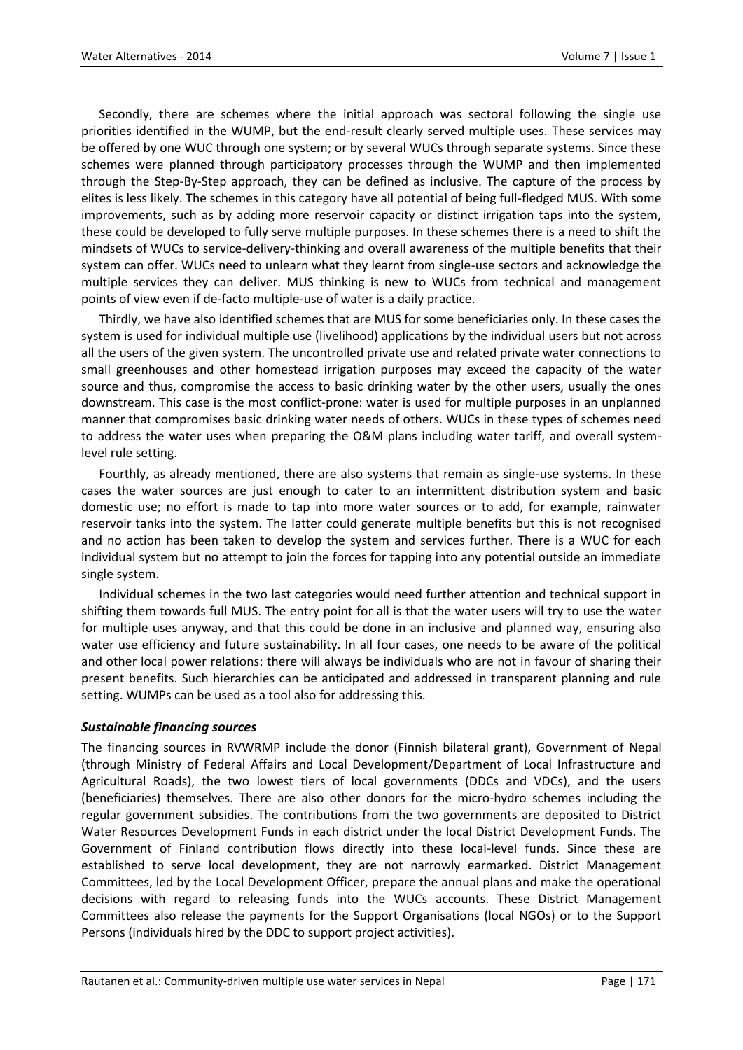Secondly, there are schemes where the initial approach was sectoral following the single use priorities identified in the WUMP, but the end-result clearly served multiple uses. These services may be offered by one WUC through one system; or by several WUCs through separate systems. Since these schemes were planned through participatory processes through the WUMP and then implemented through the Step-By-Step approach, they can be defined as inclusive. The capture of the process by elites is less likely. The schemes in this category have all potential of being full-fledged MUS. With some improvements, such as by adding more reservoir capacity or distinct irrigation taps into the system, these could be developed to fully serve multiple purposes. In these schemes there is a need to shift the mindsets of WUCs to service-delivery-thinking and overall awareness of the multiple benefits that their system can offer. WUCs need to unlearn what they learnt from single-use sectors and acknowledge the multiple services they can deliver. MUS thinking is new to WUCs from technical and management points of view even if de-facto multiple-use of water is a daily practice.

Thirdly, we have also identified schemes that are MUS for some beneficiaries only. In these cases the system is used for individual multiple use (livelihood) applications by the individual users but not across all the users of the given system. The uncontrolled private use and related private water connections to small greenhouses and other homestead irrigation purposes may exceed the capacity of the water source and thus, compromise the access to basic drinking water by the other users, usually the ones downstream. This case is the most conflict-prone: water is used for multiple purposes in an unplanned manner that compromises basic drinking water needs of others. WUCs in these types of schemes need to address the water uses when preparing the O&M plans including water tariff, and overall system-level rule setting.

Fourthly, as already mentioned, there are also systems that remain as single-use systems. In these cases the water sources are just enough to cater to an intermittent distribution system and basic domestic use; no effort is made to tap into more water sources or to add, for example, rainwater reservoir tanks into the system. The latter could generate multiple benefits but this is not recognised and no action has been taken to develop the system and services further. There is a WUC for each individual system but no attempt to join the forces for tapping into any potential outside an immediate single system.

Individual schemes in the two last categories would need further attention and technical support in shifting them towards full MUS. The entry point for all is that the water users will try to use the water for multiple uses anyway, and that this could be done in an inclusive and planned way, ensuring also water use efficiency and future sustainability. In all four cases, one needs to be aware of the political and other local power relations: there will always be individuals who are not in favour of sharing their present benefits. Such hierarchies can be anticipated and addressed in transparent planning and rule setting. WUMPs can be used as a tool also for addressing this.

### *Sustainable financing sources*

The financing sources in RVWRMP include the donor (Finnish bilateral grant), Government of Nepal (through Ministry of Federal Affairs and Local Development/Department of Local Infrastructure and Agricultural Roads), the two lowest tiers of local governments (DDCs and VDCs), and the users (beneficiaries) themselves. There are also other donors for the micro-hydro schemes including the regular government subsidies. The contributions from the two governments are deposited to District Water Resources Development Funds in each district under the local District Development Funds. The Government of Finland contribution flows directly into these local-level funds. Since these are established to serve local development, they are not narrowly earmarked. District Management Committees, led by the Local Development Officer, prepare the annual plans and make the operational decisions with regard to releasing funds into the WUCs accounts. These District Management Committees also release the payments for the Support Organisations (local NGOs) or to the Support Persons (individuals hired by the DDC to support project activities).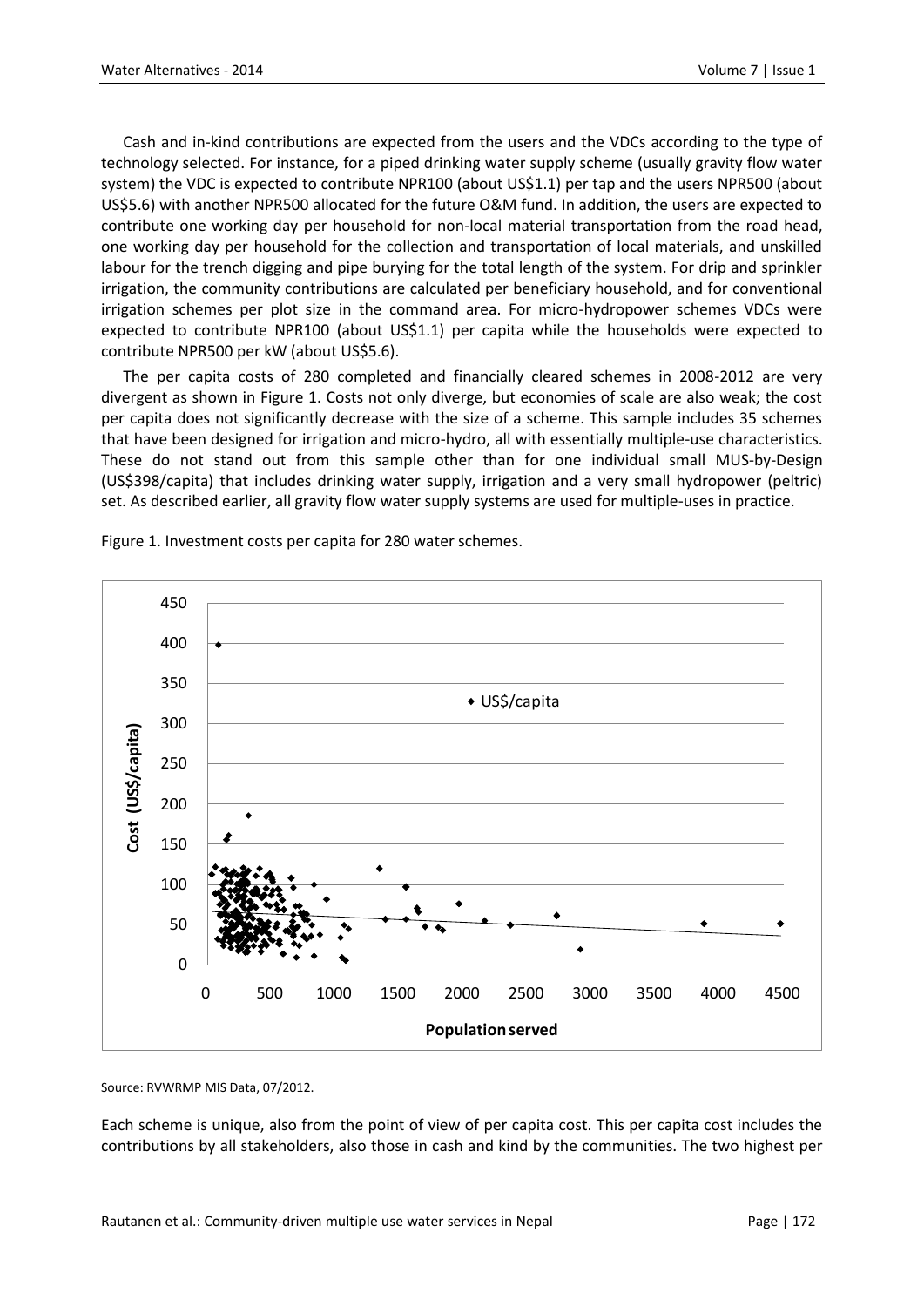Cash and in-kind contributions are expected from the users and the VDCs according to the type of technology selected. For instance, for a piped drinking water supply scheme (usually gravity flow water system) the VDC is expected to contribute NPR100 (about US$1.1) per tap and the users NPR500 (about US$5.6) with another NPR500 allocated for the future O&M fund. In addition, the users are expected to contribute one working day per household for non-local material transportation from the road head, one working day per household for the collection and transportation of local materials, and unskilled labour for the trench digging and pipe burying for the total length of the system. For drip and sprinkler irrigation, the community contributions are calculated per beneficiary household, and for conventional irrigation schemes per plot size in the command area. For micro-hydropower schemes VDCs were expected to contribute NPR100 (about US$1.1) per capita while the households were expected to contribute NPR500 per kW (about US$5.6).

The per capita costs of 280 completed and financially cleared schemes in 2008-2012 are very divergent as shown in Figure 1. Costs not only diverge, but economies of scale are also weak; the cost per capita does not significantly decrease with the size of a scheme. This sample includes 35 schemes that have been designed for irrigation and micro-hydro, all with essentially multiple-use characteristics. These do not stand out from this sample other than for one individual small MUS-by-Design (US$398/capita) that includes drinking water supply, irrigation and a very small hydropower (peltric) set. As described earlier, all gravity flow water supply systems are used for multiple-uses in practice.

Figure 1. Investment costs per capita for 280 water schemes.

Source: RVWRMP MIS Data, 07/2012.

Each scheme is unique, also from the point of view of per capita cost. This per capita cost includes the contributions by all stakeholders, also those in cash and kind by the communities. The two highest per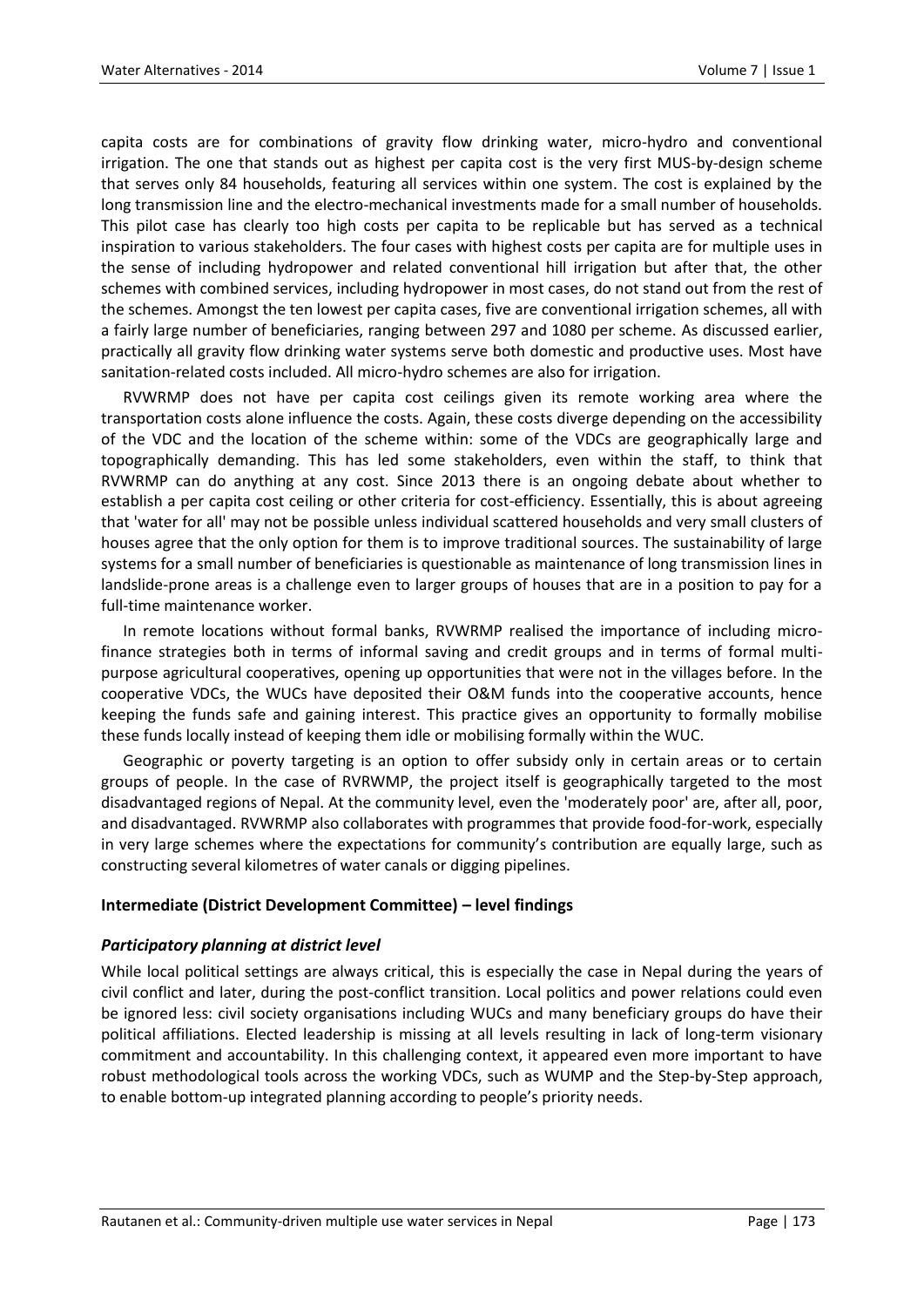capita costs are for combinations of gravity flow drinking water, micro-hydro and conventional irrigation. The one that stands out as highest per capita cost is the very first MUS-by-design scheme that serves only 84 households, featuring all services within one system. The cost is explained by the long transmission line and the electro-mechanical investments made for a small number of households. This pilot case has clearly too high costs per capita to be replicable but has served as a technical inspiration to various stakeholders. The four cases with highest costs per capita are for multiple uses in the sense of including hydropower and related conventional hill irrigation but after that, the other schemes with combined services, including hydropower in most cases, do not stand out from the rest of the schemes. Amongst the ten lowest per capita cases, five are conventional irrigation schemes, all with a fairly large number of beneficiaries, ranging between 297 and 1080 per scheme. As discussed earlier, practically all gravity flow drinking water systems serve both domestic and productive uses. Most have sanitation-related costs included. All micro-hydro schemes are also for irrigation.

RVWRMP does not have per capita cost ceilings given its remote working area where the transportation costs alone influence the costs. Again, these costs diverge depending on the accessibility of the VDC and the location of the scheme within: some of the VDCs are geographically large and topographically demanding. This has led some stakeholders, even within the staff, to think that RVWRMP can do anything at any cost. Since 2013 there is an ongoing debate about whether to establish a per capita cost ceiling or other criteria for cost-efficiency. Essentially, this is about agreeing that 'water for all' may not be possible unless individual scattered households and very small clusters of houses agree that the only option for them is to improve traditional sources. The sustainability of large systems for a small number of beneficiaries is questionable as maintenance of long transmission lines in landslide-prone areas is a challenge even to larger groups of houses that are in a position to pay for a full-time maintenance worker.

In remote locations without formal banks, RVWRMP realised the importance of including micro-finance strategies both in terms of informal saving and credit groups and in terms of formal multi-purpose agricultural cooperatives, opening up opportunities that were not in the villages before. In the cooperative VDCs, the WUCs have deposited their O&M funds into the cooperative accounts, hence keeping the funds safe and gaining interest. This practice gives an opportunity to formally mobilise these funds locally instead of keeping them idle or mobilising formally within the WUC.

Geographic or poverty targeting is an option to offer subsidy only in certain areas or to certain groups of people. In the case of RVRWMP, the project itself is geographically targeted to the most disadvantaged regions of Nepal. At the community level, even the 'moderately poor' are, after all, poor, and disadvantaged. RVWRMP also collaborates with programmes that provide food-for-work, especially in very large schemes where the expectations for community's contribution are equally large, such as constructing several kilometres of water canals or digging pipelines.

### Intermediate (District Development Committee) – level findings

#### *Participatory planning at district level*

While local political settings are always critical, this is especially the case in Nepal during the years of civil conflict and later, during the post-conflict transition. Local politics and power relations could even be ignored less: civil society organisations including WUCs and many beneficiary groups do have their political affiliations. Elected leadership is missing at all levels resulting in lack of long-term visionary commitment and accountability. In this challenging context, it appeared even more important to have robust methodological tools across the working VDCs, such as WUMP and the Step-by-Step approach, to enable bottom-up integrated planning according to people's priority needs.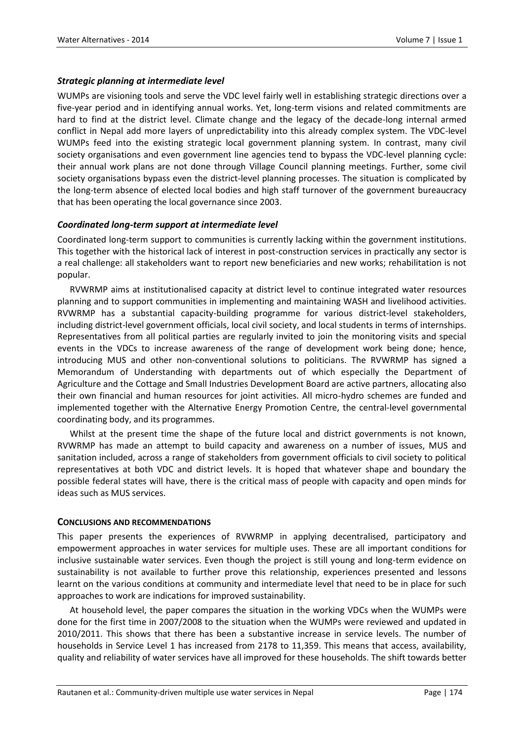### *Strategic planning at intermediate level*

WUMPs are visioning tools and serve the VDC level fairly well in establishing strategic directions over a five-year period and in identifying annual works. Yet, long-term visions and related commitments are hard to find at the district level. Climate change and the legacy of the decade-long internal armed conflict in Nepal add more layers of unpredictability into this already complex system. The VDC-level WUMPs feed into the existing strategic local government planning system. In contrast, many civil society organisations and even government line agencies tend to bypass the VDC-level planning cycle: their annual work plans are not done through Village Council planning meetings. Further, some civil society organisations bypass even the district-level planning processes. The situation is complicated by the long-term absence of elected local bodies and high staff turnover of the government bureaucracy that has been operating the local governance since 2003.

### *Coordinated long-term support at intermediate level*

Coordinated long-term support to communities is currently lacking within the government institutions. This together with the historical lack of interest in post-construction services in practically any sector is a real challenge: all stakeholders want to report new beneficiaries and new works; rehabilitation is not popular.

RVWRMP aims at institutionalised capacity at district level to continue integrated water resources planning and to support communities in implementing and maintaining WASH and livelihood activities. RVWRMP has a substantial capacity-building programme for various district-level stakeholders, including district-level government officials, local civil society, and local students in terms of internships. Representatives from all political parties are regularly invited to join the monitoring visits and special events in the VDCs to increase awareness of the range of development work being done; hence, introducing MUS and other non-conventional solutions to politicians. The RVWRMP has signed a Memorandum of Understanding with departments out of which especially the Department of Agriculture and the Cottage and Small Industries Development Board are active partners, allocating also their own financial and human resources for joint activities. All micro-hydro schemes are funded and implemented together with the Alternative Energy Promotion Centre, the central-level governmental coordinating body, and its programmes.

Whilst at the present time the shape of the future local and district governments is not known, RVWRMP has made an attempt to build capacity and awareness on a number of issues, MUS and sanitation included, across a range of stakeholders from government officials to civil society to political representatives at both VDC and district levels. It is hoped that whatever shape and boundary the possible federal states will have, there is the critical mass of people with capacity and open minds for ideas such as MUS services.

## **CONCLUSIONS AND RECOMMENDATIONS**

This paper presents the experiences of RVWRMP in applying decentralised, participatory and empowerment approaches in water services for multiple uses. These are all important conditions for inclusive sustainable water services. Even though the project is still young and long-term evidence on sustainability is not available to further prove this relationship, experiences presented and lessons learnt on the various conditions at community and intermediate level that need to be in place for such approaches to work are indications for improved sustainability.

At household level, the paper compares the situation in the working VDCs when the WUMPs were done for the first time in 2007/2008 to the situation when the WUMPs were reviewed and updated in 2010/2011. This shows that there has been a substantive increase in service levels. The number of households in Service Level 1 has increased from 2178 to 11,359. This means that access, availability, quality and reliability of water services have all improved for these households. The shift towards better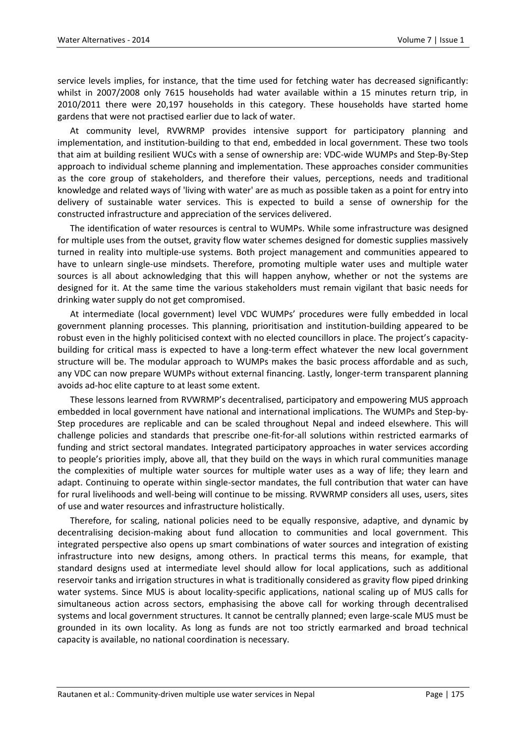service levels implies, for instance, that the time used for fetching water has decreased significantly: whilst in 2007/2008 only 7615 households had water available within a 15 minutes return trip, in 2010/2011 there were 20,197 households in this category. These households have started home gardens that were not practised earlier due to lack of water.

At community level, RVWRMP provides intensive support for participatory planning and implementation, and institution-building to that end, embedded in local government. These two tools that aim at building resilient WUCs with a sense of ownership are: VDC-wide WUMPs and Step-By-Step approach to individual scheme planning and implementation. These approaches consider communities as the core group of stakeholders, and therefore their values, perceptions, needs and traditional knowledge and related ways of 'living with water' are as much as possible taken as a point for entry into delivery of sustainable water services. This is expected to build a sense of ownership for the constructed infrastructure and appreciation of the services delivered.

The identification of water resources is central to WUMPs. While some infrastructure was designed for multiple uses from the outset, gravity flow water schemes designed for domestic supplies massively turned in reality into multiple-use systems. Both project management and communities appeared to have to unlearn single-use mindsets. Therefore, promoting multiple water uses and multiple water sources is all about acknowledging that this will happen anyhow, whether or not the systems are designed for it. At the same time the various stakeholders must remain vigilant that basic needs for drinking water supply do not get compromised.

At intermediate (local government) level VDC WUMPs' procedures were fully embedded in local government planning processes. This planning, prioritisation and institution-building appeared to be robust even in the highly politicised context with no elected councillors in place. The project's capacity-building for critical mass is expected to have a long-term effect whatever the new local government structure will be. The modular approach to WUMPs makes the basic process affordable and as such, any VDC can now prepare WUMPs without external financing. Lastly, longer-term transparent planning avoids ad-hoc elite capture to at least some extent.

These lessons learned from RVWRMP's decentralised, participatory and empowering MUS approach embedded in local government have national and international implications. The WUMPs and Step-by-Step procedures are replicable and can be scaled throughout Nepal and indeed elsewhere. This will challenge policies and standards that prescribe one-fit-for-all solutions within restricted earmarks of funding and strict sectoral mandates. Integrated participatory approaches in water services according to people's priorities imply, above all, that they build on the ways in which rural communities manage the complexities of multiple water sources for multiple water uses as a way of life; they learn and adapt. Continuing to operate within single-sector mandates, the full contribution that water can have for rural livelihoods and well-being will continue to be missing. RVWRMP considers all uses, users, sites of use and water resources and infrastructure holistically.

Therefore, for scaling, national policies need to be equally responsive, adaptive, and dynamic by decentralising decision-making about fund allocation to communities and local government. This integrated perspective also opens up smart combinations of water sources and integration of existing infrastructure into new designs, among others. In practical terms this means, for example, that standard designs used at intermediate level should allow for local applications, such as additional reservoir tanks and irrigation structures in what is traditionally considered as gravity flow piped drinking water systems. Since MUS is about locality-specific applications, national scaling up of MUS calls for simultaneous action across sectors, emphasising the above call for working through decentralised systems and local government structures. It cannot be centrally planned; even large-scale MUS must be grounded in its own locality. As long as funds are not too strictly earmarked and broad technical capacity is available, no national coordination is necessary.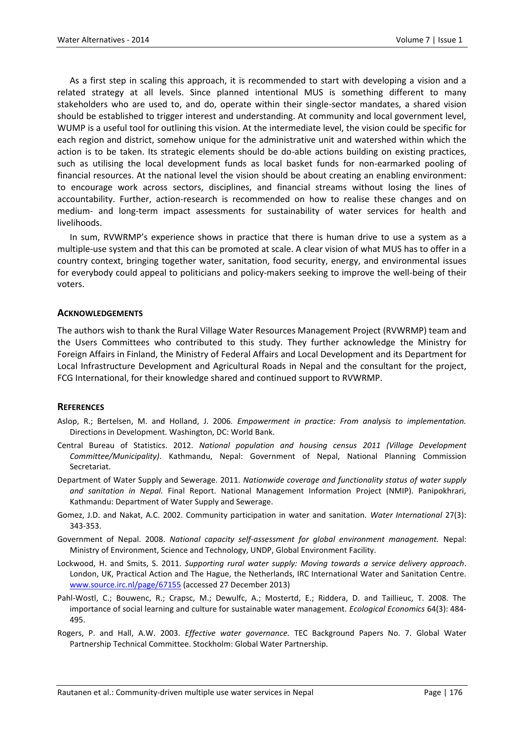As a first step in scaling this approach, it is recommended to start with developing a vision and a related strategy at all levels. Since planned intentional MUS is something different to many stakeholders who are used to, and do, operate within their single-sector mandates, a shared vision should be established to trigger interest and understanding. At community and local government level, WUMP is a useful tool for outlining this vision. At the intermediate level, the vision could be specific for each region and district, somehow unique for the administrative unit and watershed within which the action is to be taken. Its strategic elements should be do-able actions building on existing practices, such as utilising the local development funds as local basket funds for non-earmarked pooling of financial resources. At the national level the vision should be about creating an enabling environment: to encourage work across sectors, disciplines, and financial streams without losing the lines of accountability. Further, action-research is recommended on how to realise these changes and on medium- and long-term impact assessments for sustainability of water services for health and livelihoods.

In sum, RVWRMP's experience shows in practice that there is human drive to use a system as a multiple-use system and that this can be promoted at scale. A clear vision of what MUS has to offer in a country context, bringing together water, sanitation, food security, energy, and environmental issues for everybody could appeal to politicians and policy-makers seeking to improve the well-being of their voters.

## ACKNOWLEDGEMENTS

The authors wish to thank the Rural Village Water Resources Management Project (RVWRMP) team and the Users Committees who contributed to this study. They further acknowledge the Ministry for Foreign Affairs in Finland, the Ministry of Federal Affairs and Local Development and its Department for Local Infrastructure Development and Agricultural Roads in Nepal and the consultant for the project, FCG International, for their knowledge shared and continued support to RVWRMP.

## REFERENCES

Aslop, R.; Bertelsen, M. and Holland, J. 2006. *Empowerment in practice: From analysis to implementation.* Directions in Development. Washington, DC: World Bank.

Central Bureau of Statistics. 2012. *National population and housing census 2011 (Village Development Committee/Municipality)*. Kathmandu, Nepal: Government of Nepal, National Planning Commission Secretariat.

Department of Water Supply and Sewerage. 2011. *Nationwide coverage and functionality status of water supply and sanitation in Nepal.* Final Report. National Management Information Project (NMIP). Panipokhrari, Kathmandu: Department of Water Supply and Sewerage.

Gomez, J.D. and Nakat, A.C. 2002. Community participation in water and sanitation. *Water International* 27(3): 343-353.

Government of Nepal. 2008. *National capacity self-assessment for global environment management.* Nepal: Ministry of Environment, Science and Technology, UNDP, Global Environment Facility.

Lockwood, H. and Smits, S. 2011. *Supporting rural water supply: Moving towards a service delivery approach*. London, UK, Practical Action and The Hague, the Netherlands, IRC International Water and Sanitation Centre. www.source.irc.nl/page/67155 (accessed 27 December 2013)

Pahl-Wostl, C.; Bouwenc, R.; Crapsc, M.; Dewulfc, A.; Mostertd, E.; Riddera, D. and Taillieuc, T. 2008. The importance of social learning and culture for sustainable water management. *Ecological Economics* 64(3): 484-495.

Rogers, P. and Hall, A.W. 2003. *Effective water governance.* TEC Background Papers No. 7. Global Water Partnership Technical Committee. Stockholm: Global Water Partnership.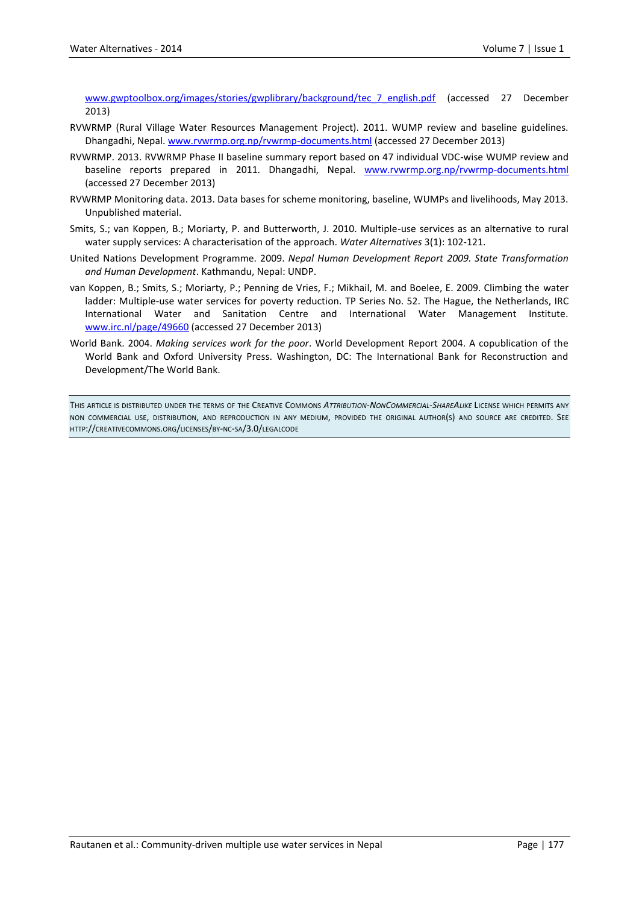www.gwptoolbox.org/images/stories/gwplibrary/background/tec_7_english.pdf (accessed 27 December 2013)

RVWRMP (Rural Village Water Resources Management Project). 2011. WUMP review and baseline guidelines. Dhangadhi, Nepal. www.rvwrmp.org.np/rvwrmp-documents.html (accessed 27 December 2013)

RVWRMP. 2013. RVWRMP Phase II baseline summary report based on 47 individual VDC-wise WUMP review and baseline reports prepared in 2011. Dhangadhi, Nepal. www.rvwrmp.org.np/rvwrmp-documents.html (accessed 27 December 2013)

RVWRMP Monitoring data. 2013. Data bases for scheme monitoring, baseline, WUMPs and livelihoods, May 2013. Unpublished material.

Smits, S.; van Koppen, B.; Moriarty, P. and Butterworth, J. 2010. Multiple-use services as an alternative to rural water supply services: A characterisation of the approach. *Water Alternatives* 3(1): 102-121.

United Nations Development Programme. 2009. *Nepal Human Development Report 2009. State Transformation and Human Development*. Kathmandu, Nepal: UNDP.

van Koppen, B.; Smits, S.; Moriarty, P.; Penning de Vries, F.; Mikhail, M. and Boelee, E. 2009. Climbing the water ladder: Multiple-use water services for poverty reduction. TP Series No. 52. The Hague, the Netherlands, IRC International Water and Sanitation Centre and International Water Management Institute. www.irc.nl/page/49660 (accessed 27 December 2013)

World Bank. 2004. *Making services work for the poor*. World Development Report 2004. A copublication of the World Bank and Oxford University Press. Washington, DC: The International Bank for Reconstruction and Development/The World Bank.

THIS ARTICLE IS DISTRIBUTED UNDER THE TERMS OF THE CREATIVE COMMONS *ATTRIBUTION-NONCOMMERCIAL-SHAREALIKE* LICENSE WHICH PERMITS ANY NON COMMERCIAL USE, DISTRIBUTION, AND REPRODUCTION IN ANY MEDIUM, PROVIDED THE ORIGINAL AUTHOR(S) AND SOURCE ARE CREDITED. SEE HTTP://CREATIVECOMMONS.ORG/LICENSES/BY-NC-SA/3.0/LEGALCODE